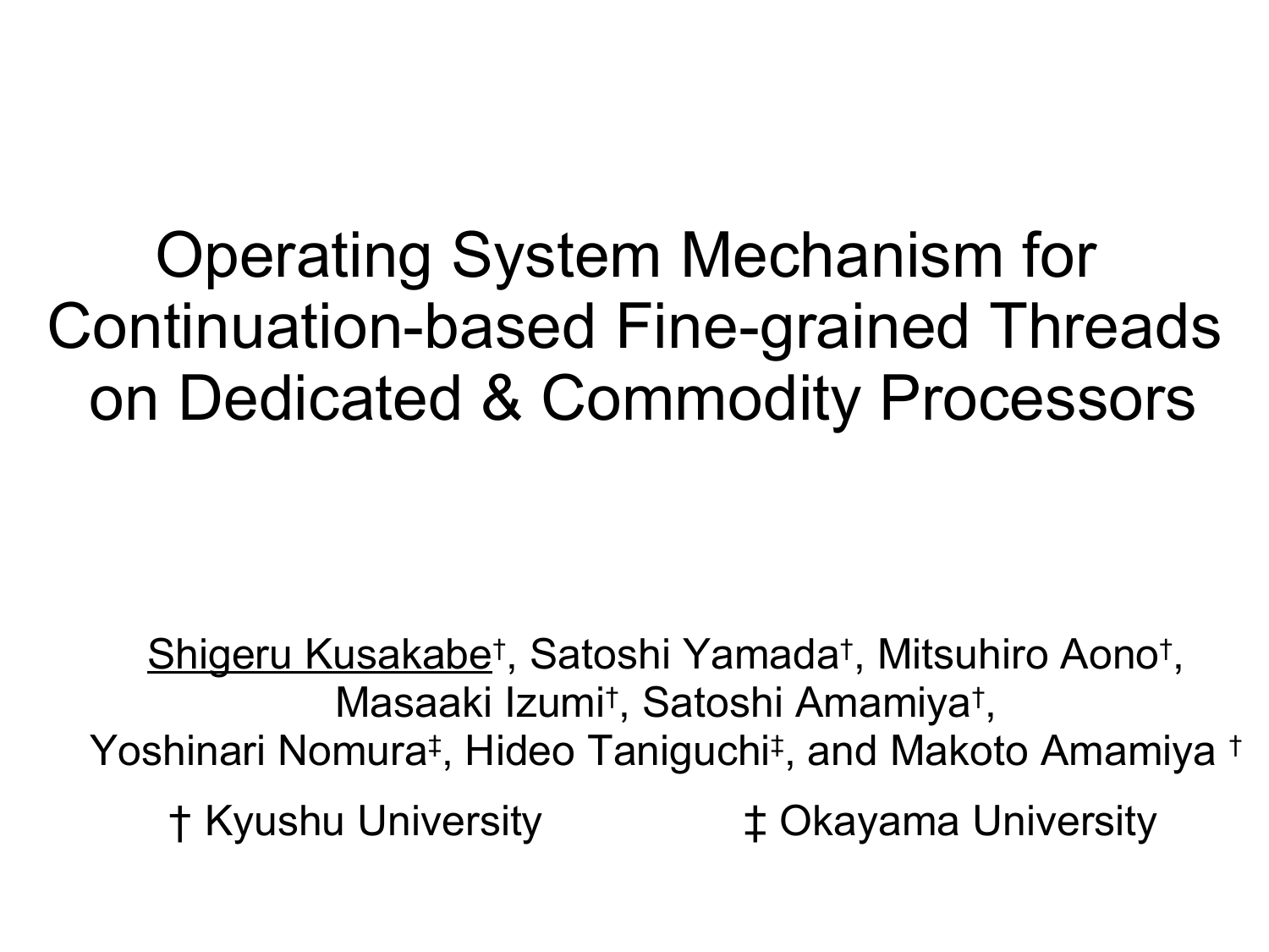# Operating System Mechanism for Continuation-based Fine-grained Threads on Dedicated & Commodity Processors

Shigeru Kusakabe[†], Satoshi Yamada[†], Mitsuhiro Aono[†], Masaaki Izumi[†], Satoshi Amamiya[†], Yoshinari Nomura[‡], Hideo Taniguchi[‡], and Makoto Amamiya[†]

[†] Kyushu University [‡] Okayama University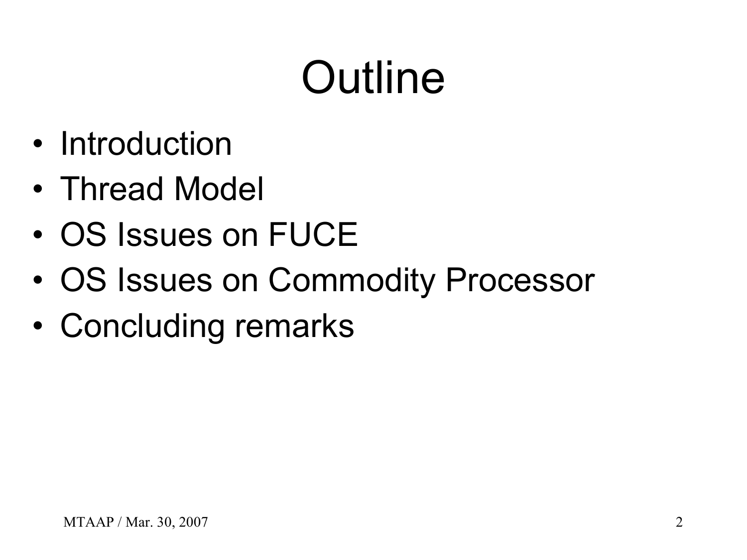# Outline

- Introduction
- Thread Model
- OS Issues on FUCE
- OS Issues on Commodity Processor
- Concluding remarks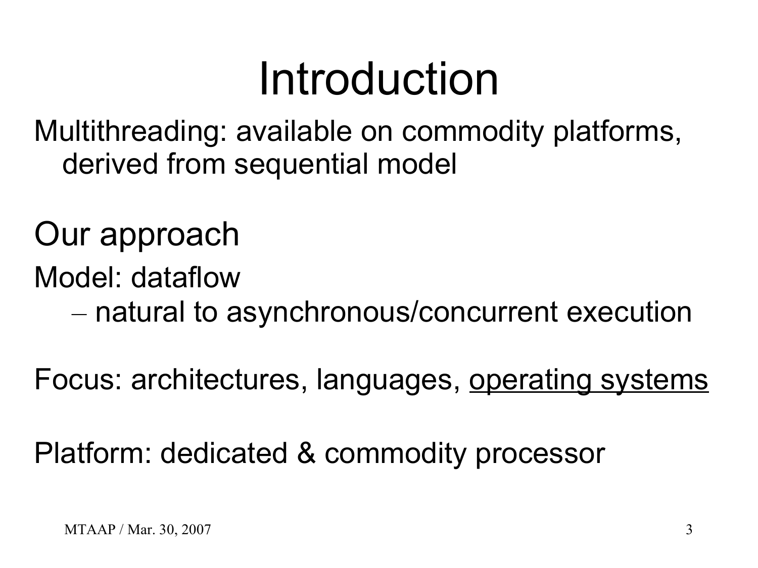# Introduction

Multithreading: available on commodity platforms, derived from sequential model

## Our approach

Model: dataflow

- natural to asynchronous/concurrent execution

Focus: architectures, languages, <u>operating systems</u>

Platform: dedicated & commodity processor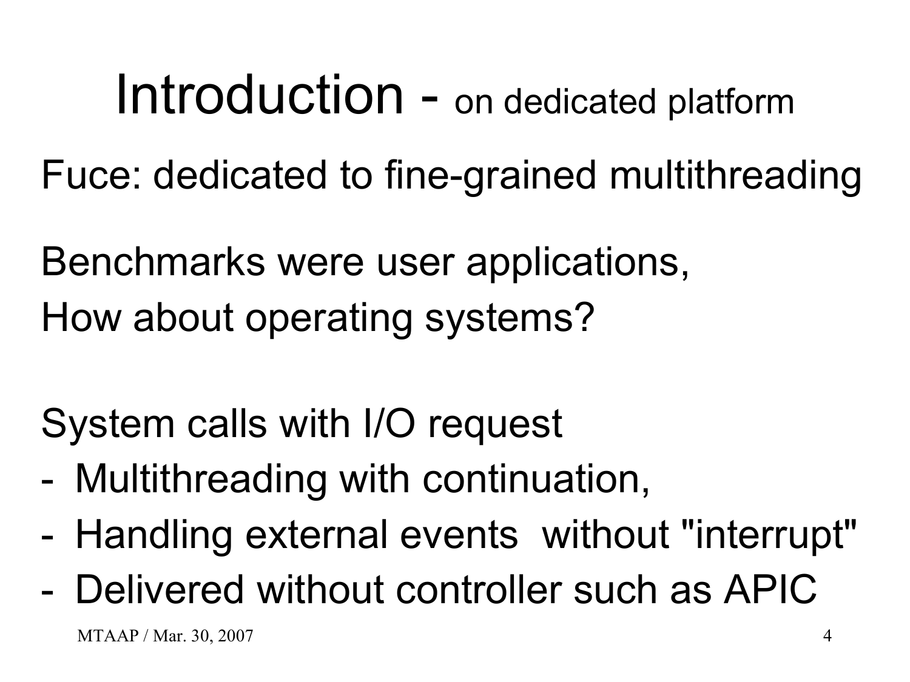# Introduction - on dedicated platform

Fuce: dedicated to fine-grained multithreading

Benchmarks were user applications,
How about operating systems?

System calls with I/O request

- Multithreading with continuation,
- Handling external events without "interrupt"
- Delivered without controller such as APIC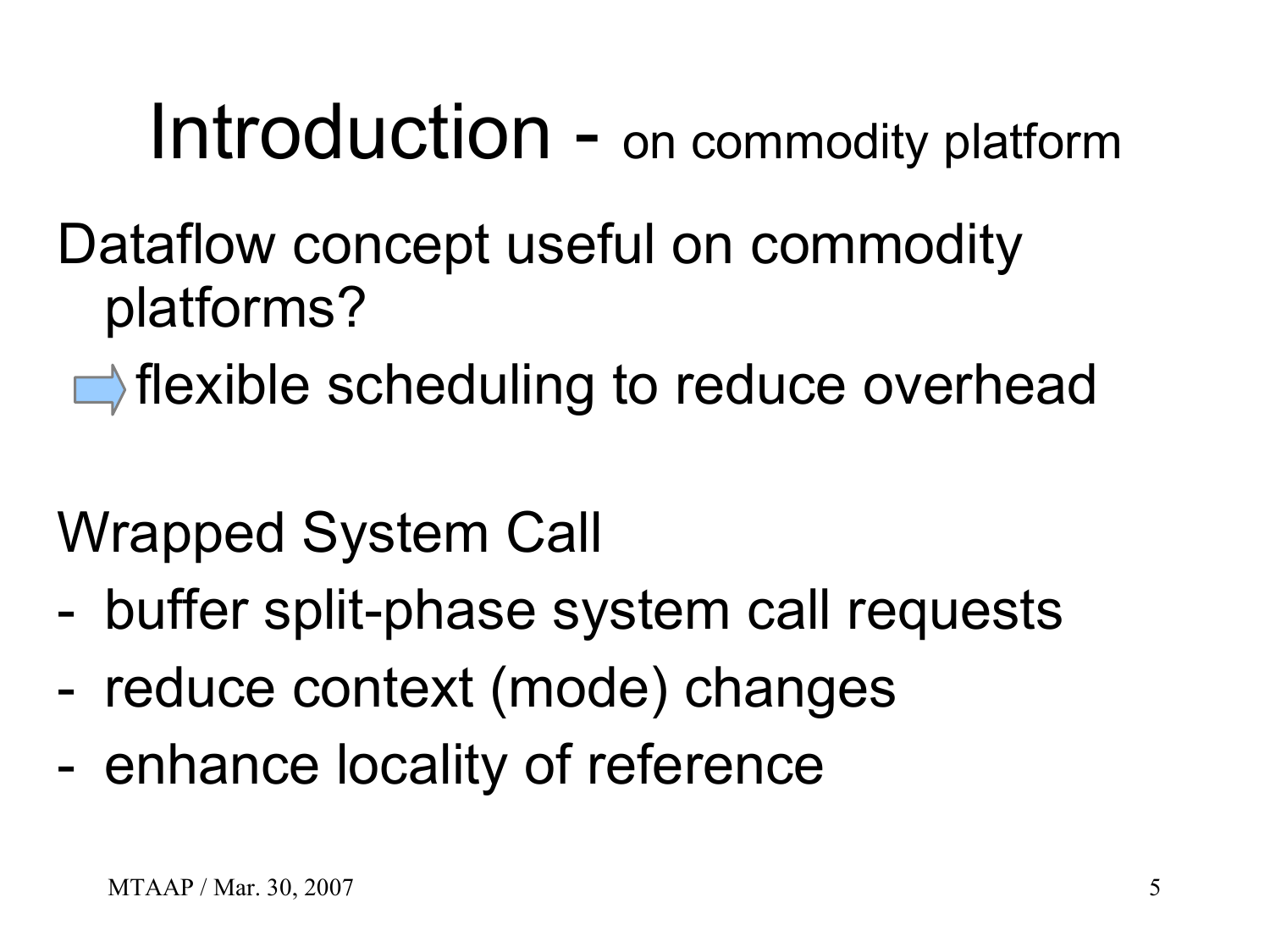# Introduction - on commodity platform

Dataflow concept useful on commodity platforms?

→ flexible scheduling to reduce overhead

Wrapped System Call

- buffer split-phase system call requests
- reduce context (mode) changes
- enhance locality of reference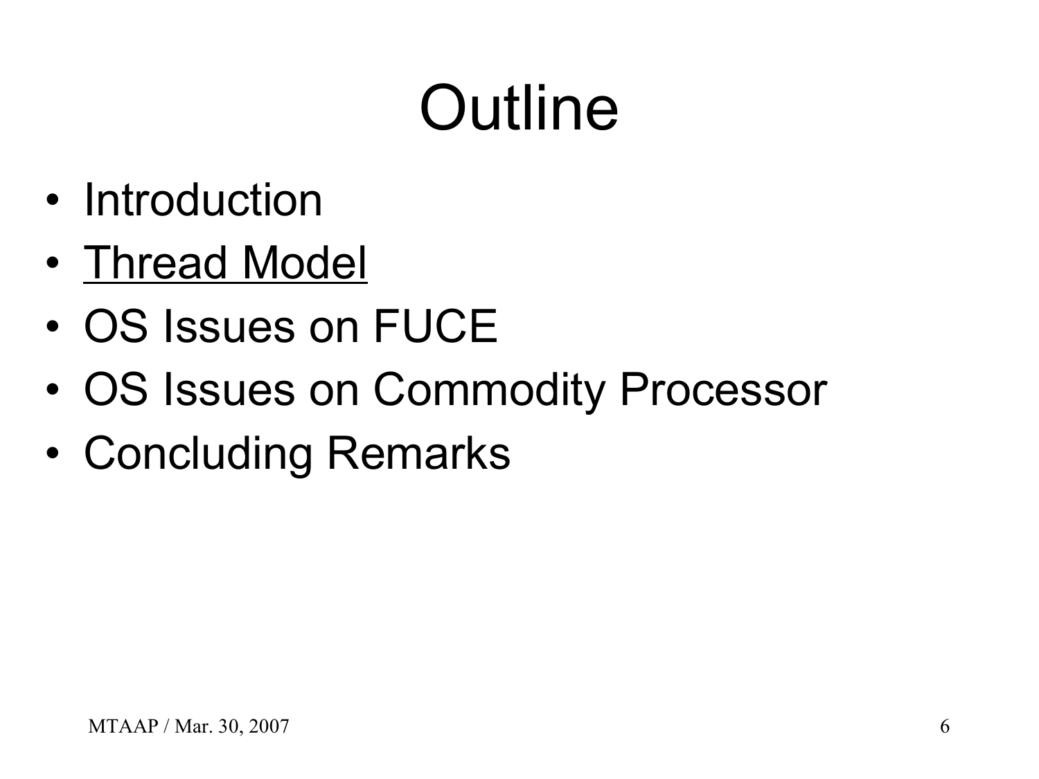# Outline

- Introduction
- <u>Thread Model</u>
- OS Issues on FUCE
- OS Issues on Commodity Processor
- Concluding Remarks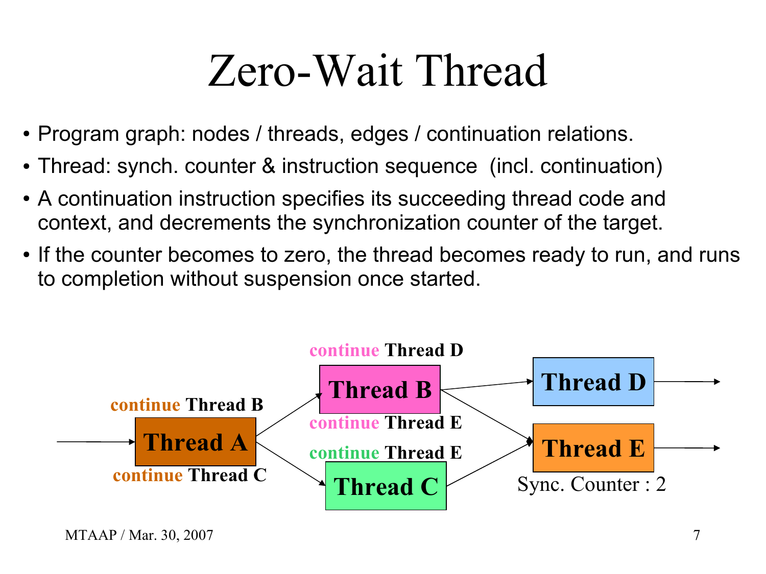# Zero-Wait Thread

- Program graph: nodes / threads, edges / continuation relations.
- Thread: synch. counter & instruction sequence (incl. continuation)
- A continuation instruction specifies its succeeding thread code and context, and decrements the synchronization counter of the target.
- If the counter becomes to zero, the thread becomes ready to run, and runs to completion without suspension once started.

**Thread A**: continue Thread B, continue Thread C

**Thread B**: continue Thread D, continue Thread E

**Thread C**: continue Thread E

**Thread D**

**Thread E** — Sync. Counter : 2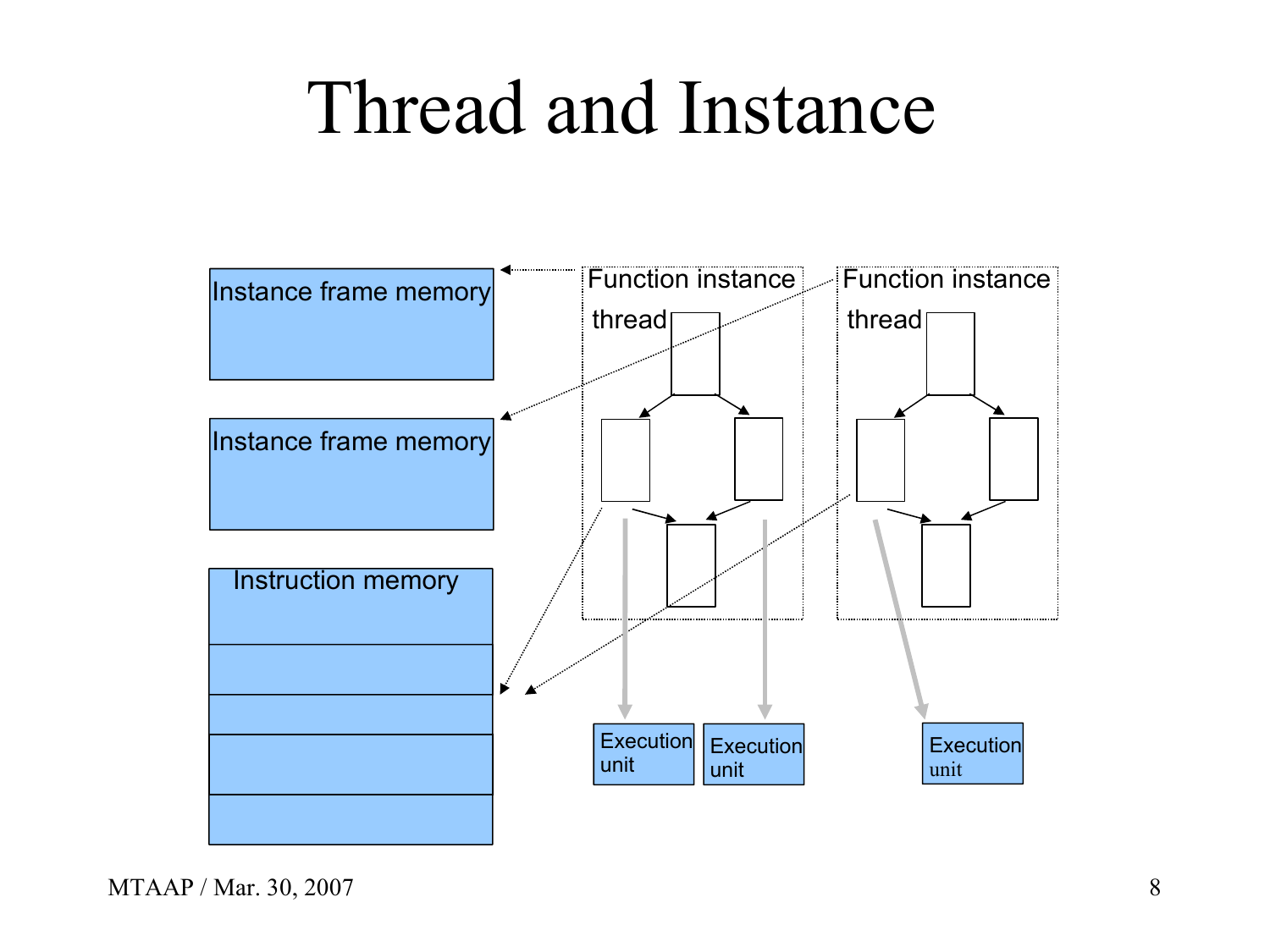# Thread and Instance

Instance frame memory

Instance frame memory

Instruction memory

Function instance

thread

Function instance

thread

Execution unit

Execution unit

Execution unit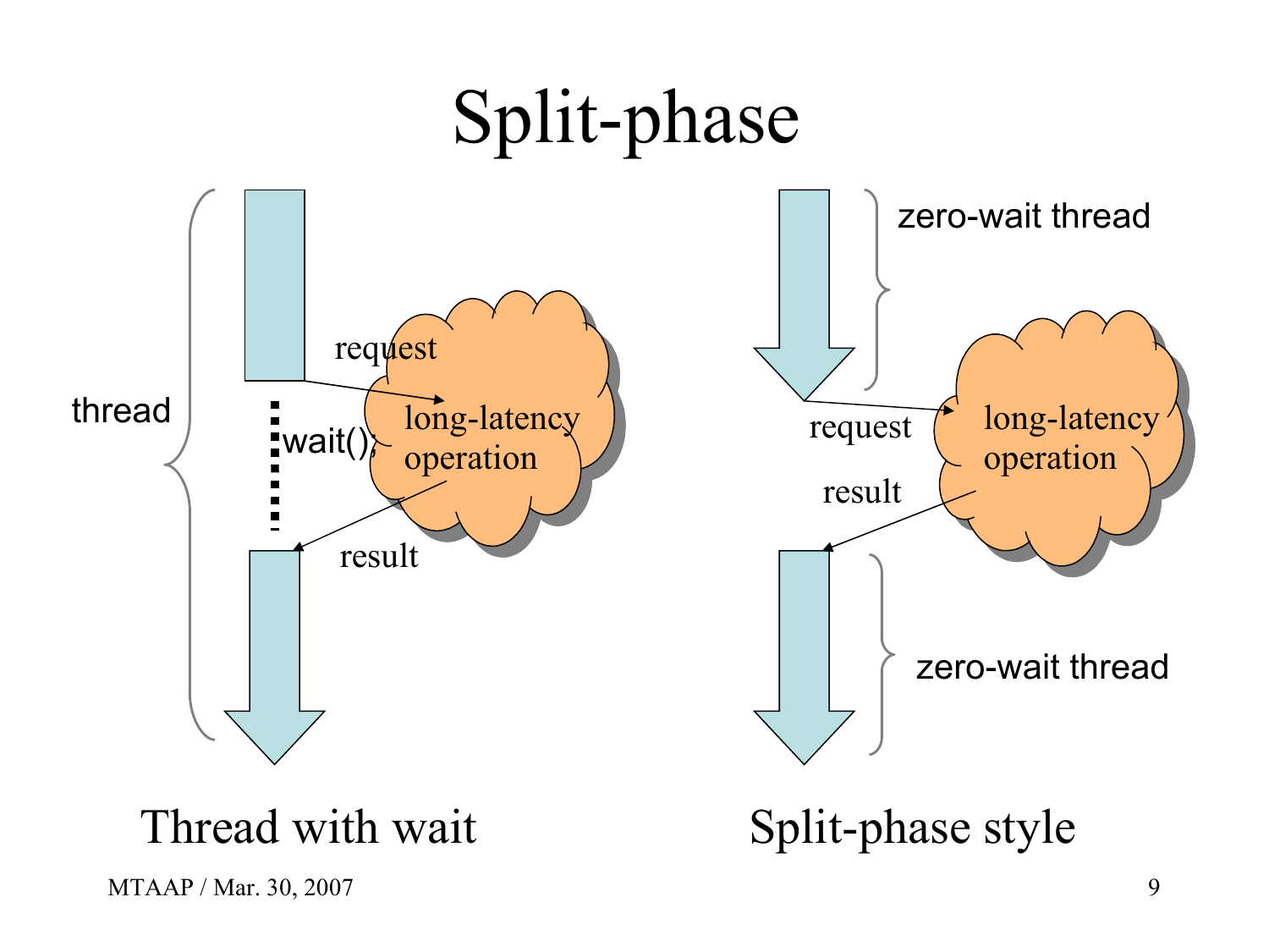# Split-phase

thread

request

wait();

long-latency operation

result

zero-wait thread

request

long-latency operation

result

zero-wait thread

Thread with wait

Split-phase style

MTAAP / Mar. 30, 2007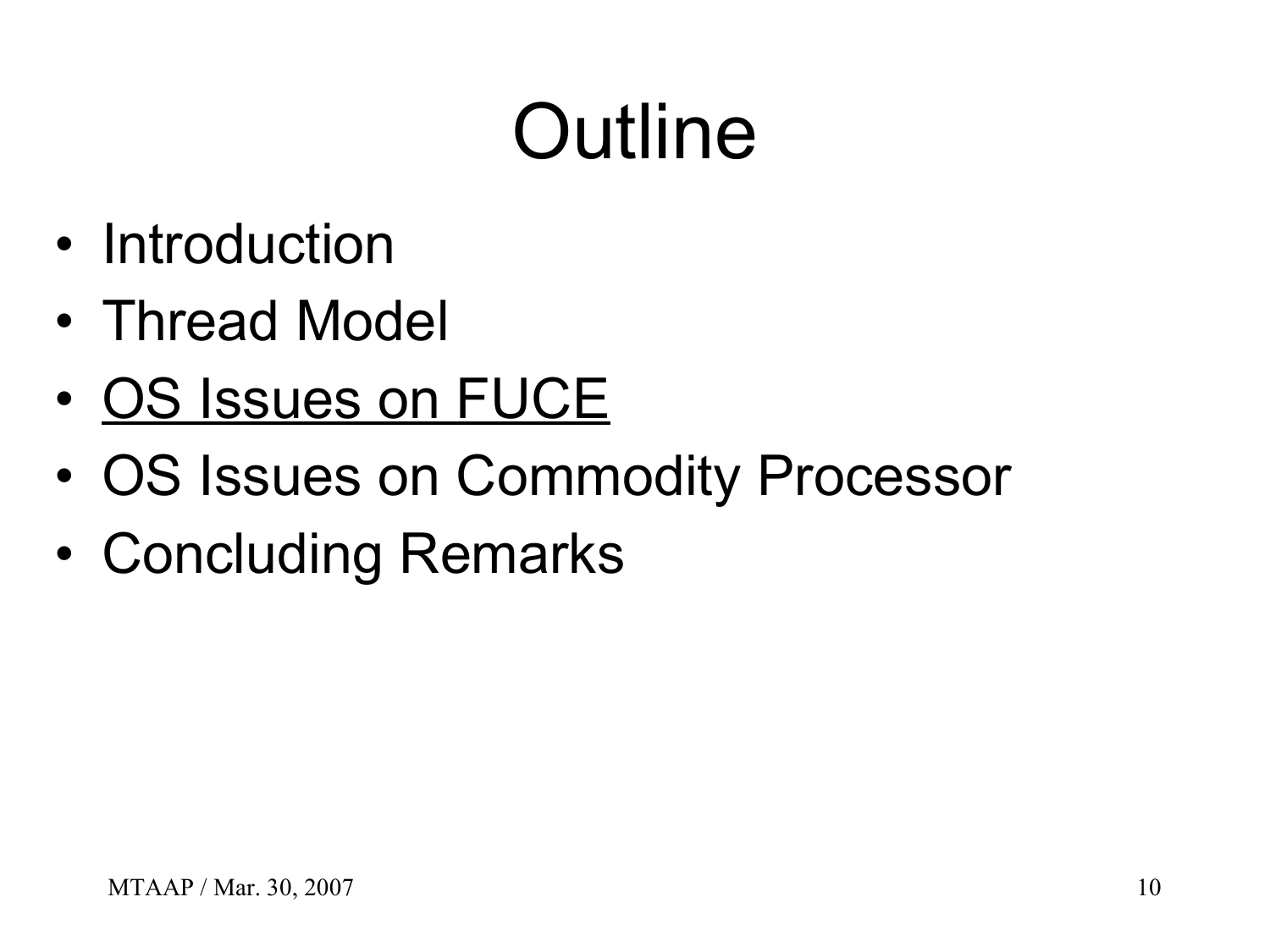# Outline

- Introduction
- Thread Model
- <u>OS Issues on FUCE</u>
- OS Issues on Commodity Processor
- Concluding Remarks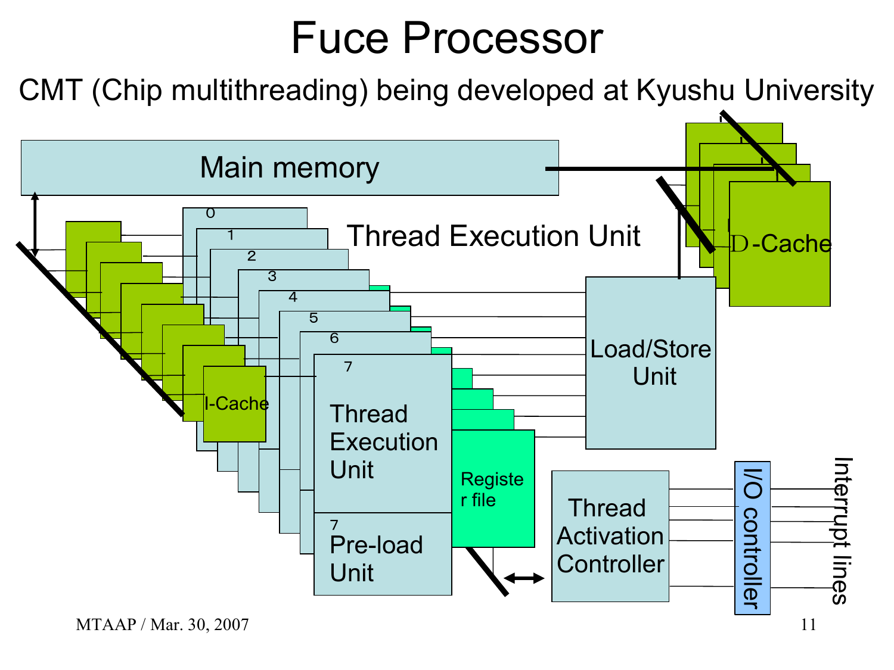# Fuce Processor

CMT (Chip multithreading) being developed at Kyushu University

Main memory

Thread Execution Unit

0 1 2 3 4 5 6 7

I-Cache

Thread Execution Unit

7 Pre-load Unit

Register file

Load/Store Unit

D-Cache

Thread Activation Controller

I/O controller

Interrupt lines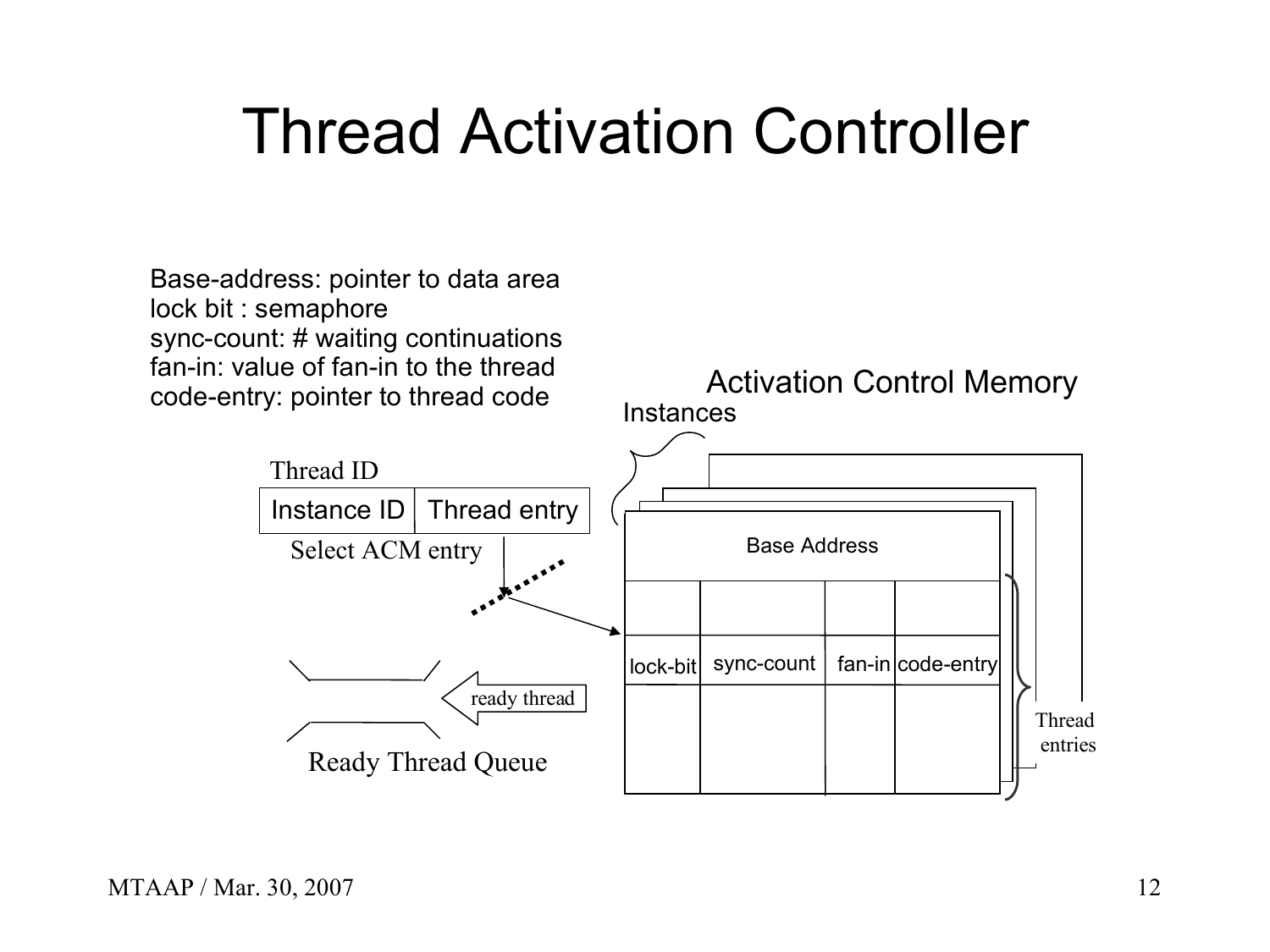# Thread Activation Controller

Base-address: pointer to data area
lock bit : semaphore
sync-count: # waiting continuations
fan-in: value of fan-in to the thread
code-entry: pointer to thread code

Thread ID

| Instance ID | Thread entry |
|---|---|

Select ACM entry

Activation Control Memory

Instances

Base Address

| lock-bit | sync-count | fan-in | code-entry |
|---|---|---|---|

Thread entries

ready thread

Ready Thread Queue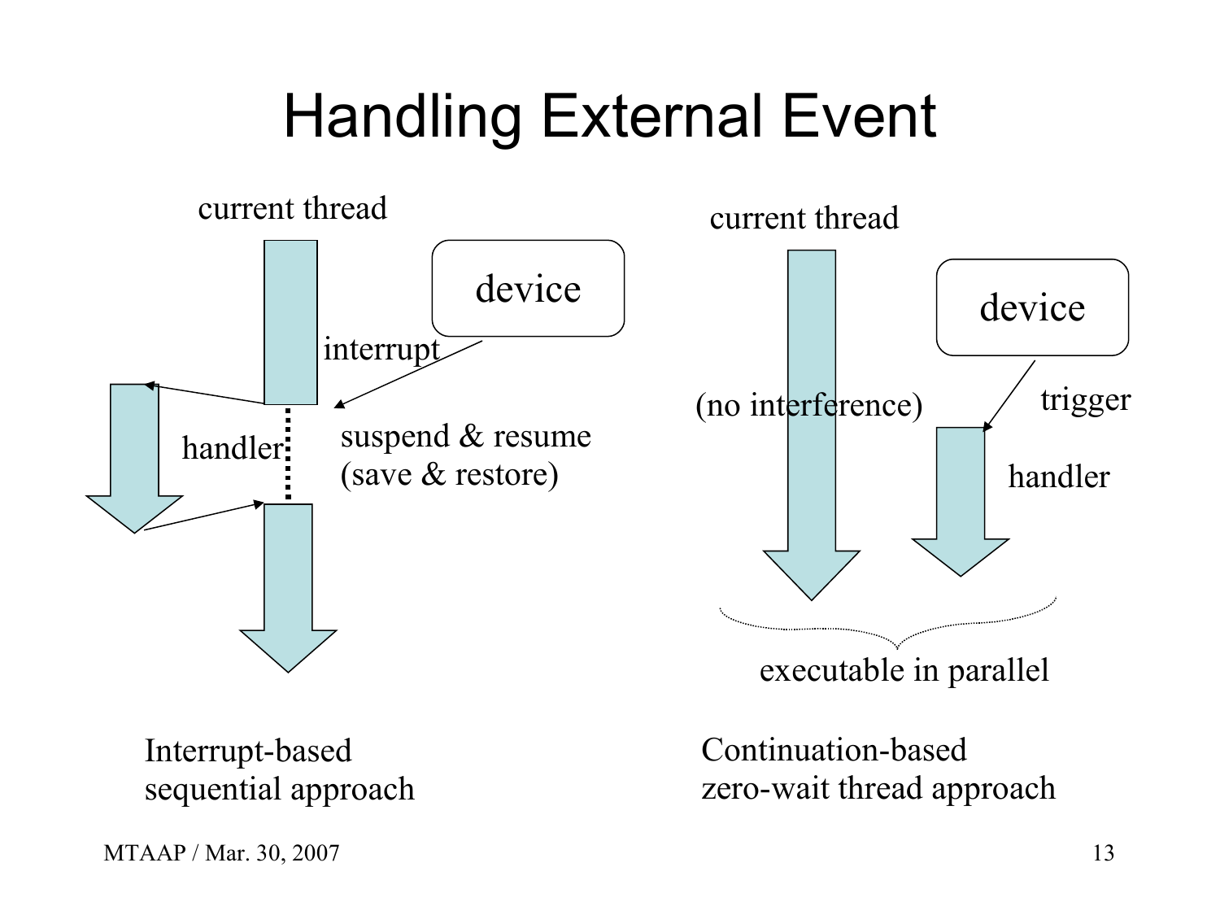# Handling External Event

current thread

device

interrupt

handler

suspend & resume
(save & restore)

Interrupt-based
sequential approach

current thread

device

(no interference)

trigger

handler

executable in parallel

Continuation-based
zero-wait thread approach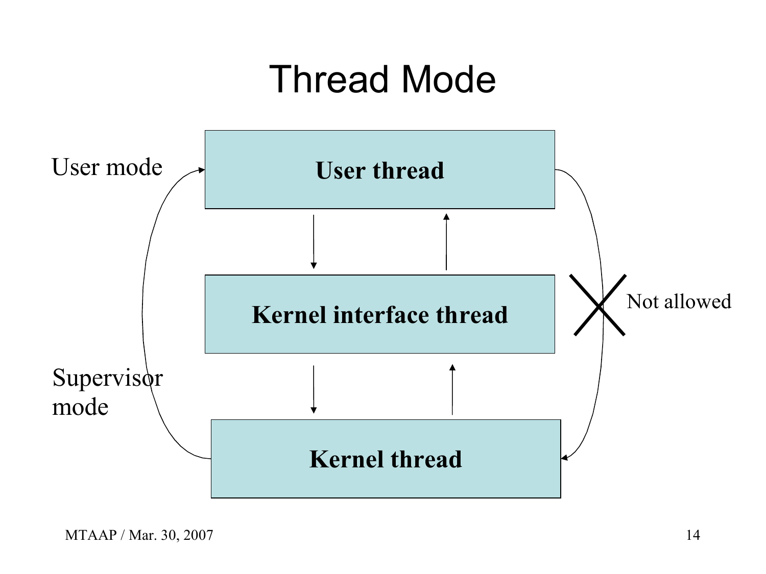# Thread Mode

User mode

**User thread**

**Kernel interface thread**

Not allowed

Supervisor mode

**Kernel thread**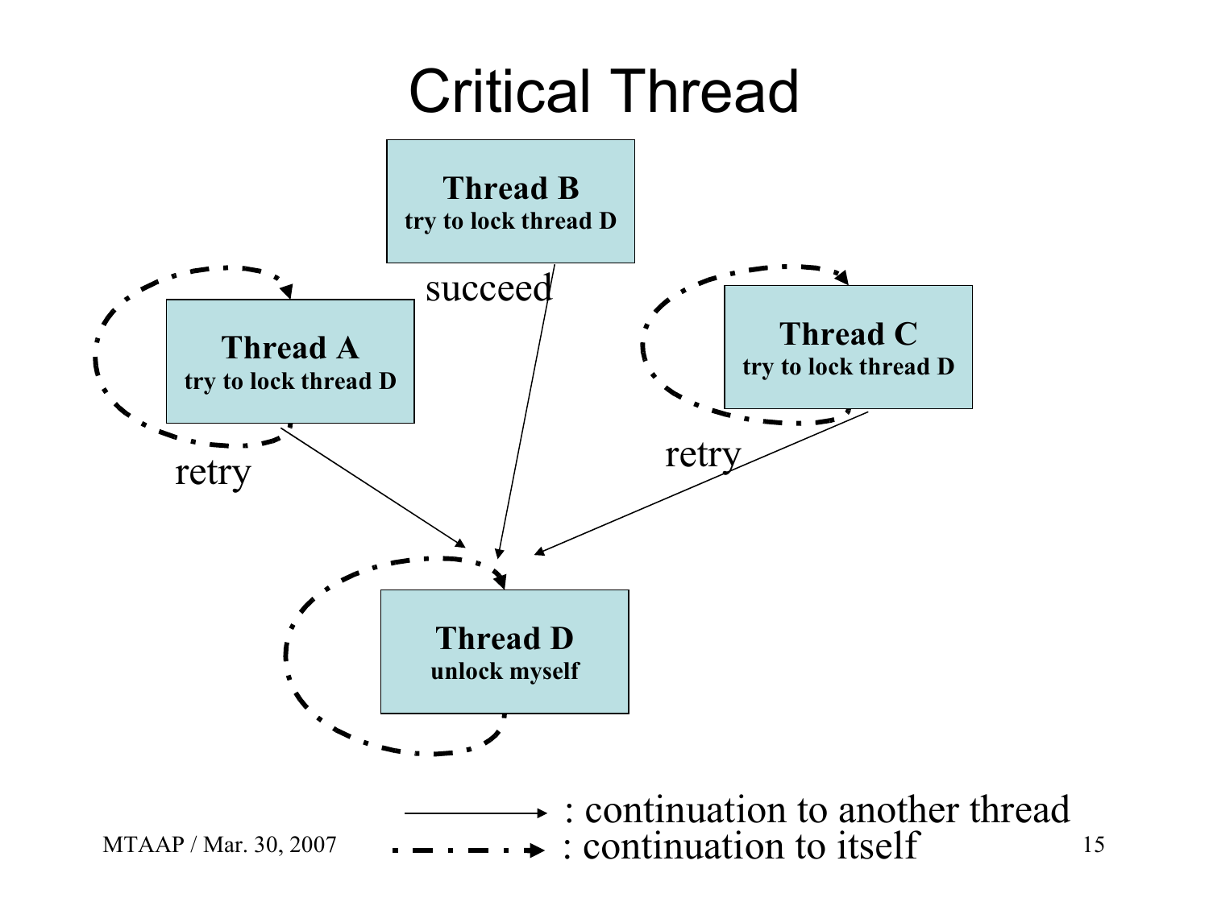# Critical Thread

**Thread B**
**try to lock thread D**

succeed

**Thread A**
**try to lock thread D**

retry

**Thread C**
**try to lock thread D**

retry

**Thread D**
**unlock myself**

→ : continuation to another thread

- - · → : continuation to itself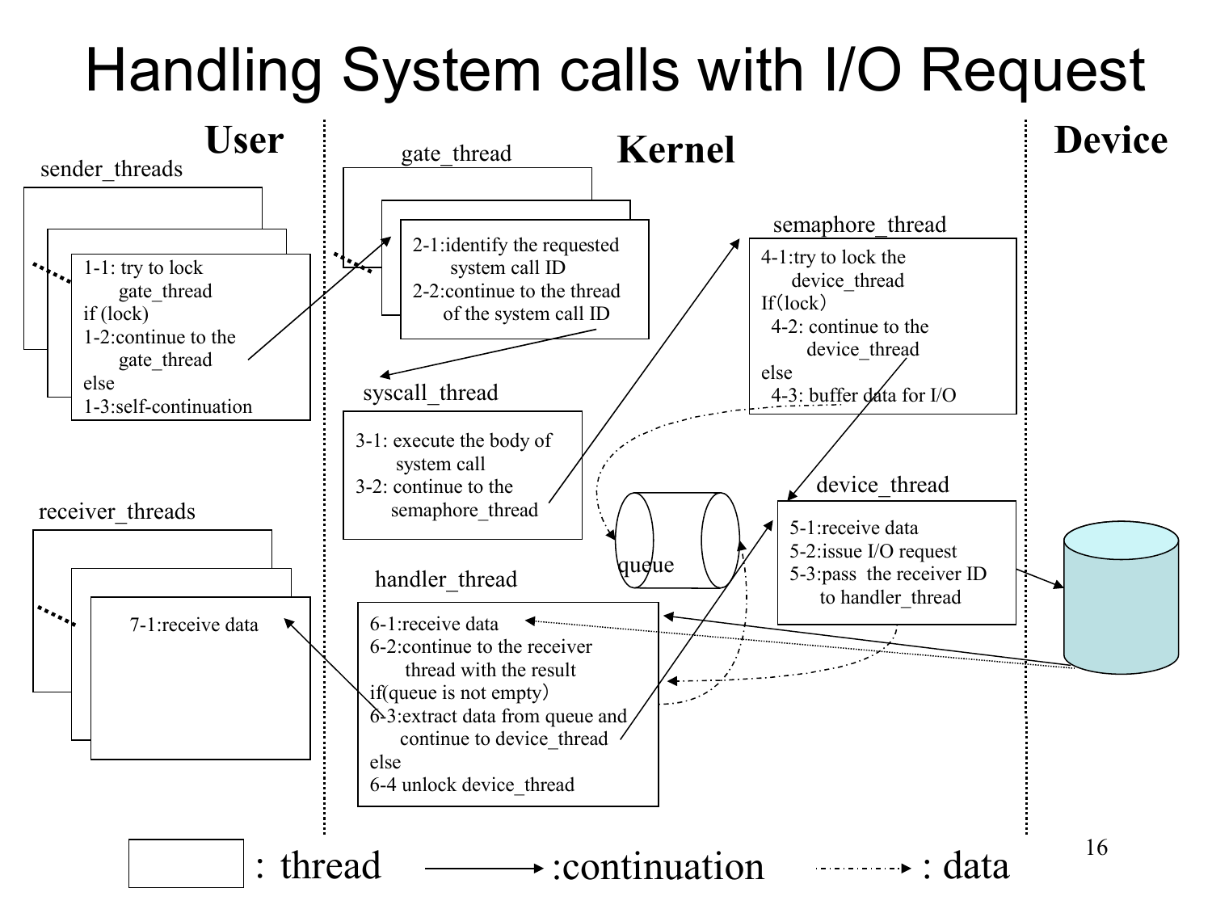# Handling System calls with I/O Request

**User** | **Kernel** | **Device**

sender_threads

1-1: try to lock gate_thread
if (lock)
1-2:continue to the gate_thread
else
1-3:self-continuation

receiver_threads

7-1:receive data

gate_thread

2-1:identify the requested system call ID
2-2:continue to the thread of the system call ID

syscall_thread

3-1: execute the body of system call
3-2: continue to the semaphore_thread

handler_thread

6-1:receive data
6-2:continue to the receiver thread with the result
if(queue is not empty)
6-3:extract data from queue and continue to device_thread
else
6-4 unlock device_thread

queue

semaphore_thread

4-1:try to lock the device_thread
If(lock)
4-2: continue to the device_thread
else
4-3: buffer data for I/O

device_thread

5-1:receive data
5-2:issue I/O request
5-3:pass the receiver ID to handler_thread

: thread :continuation : data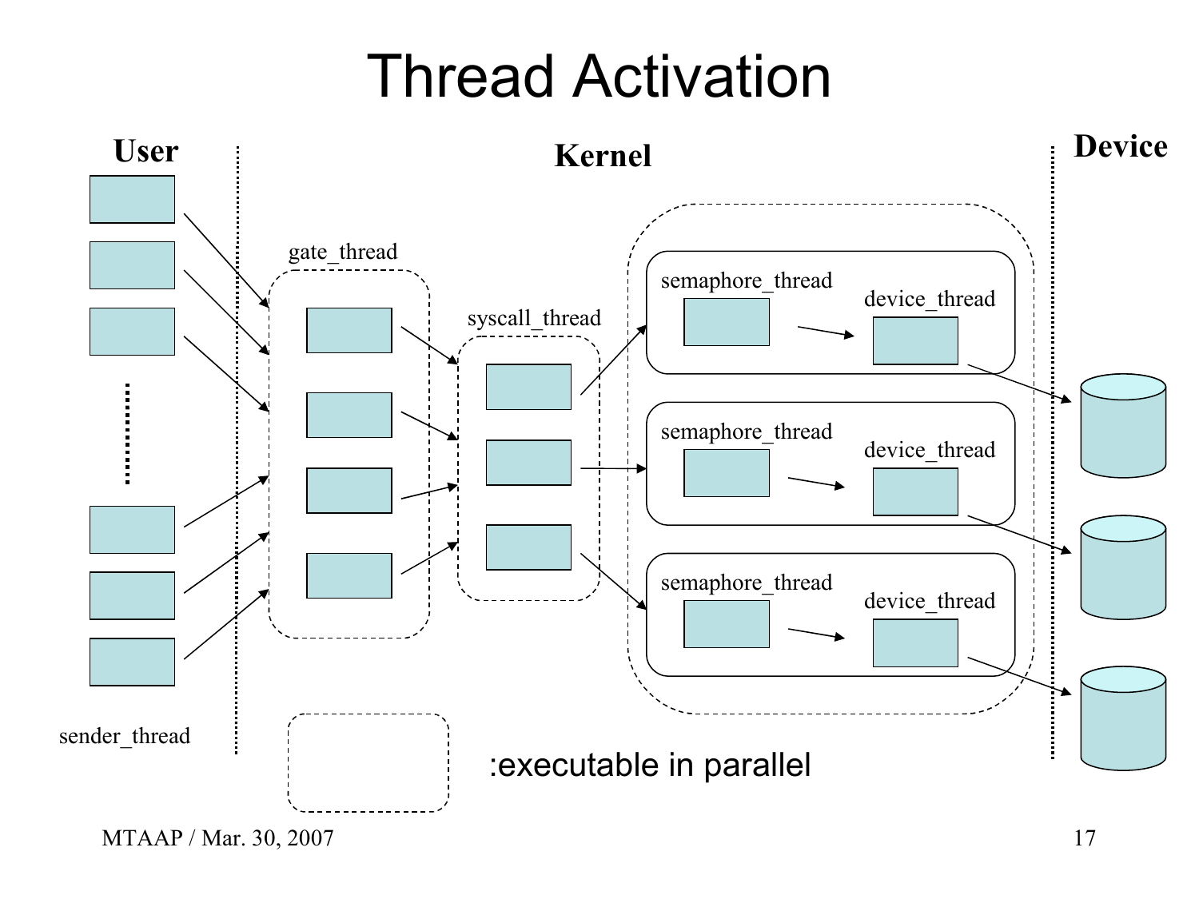# Thread Activation

**User**

**Kernel**

**Device**

gate_thread

syscall_thread

semaphore_thread

device_thread

semaphore_thread

device_thread

semaphore_thread

device_thread

sender_thread

:executable in parallel

MTAAP / Mar. 30, 2007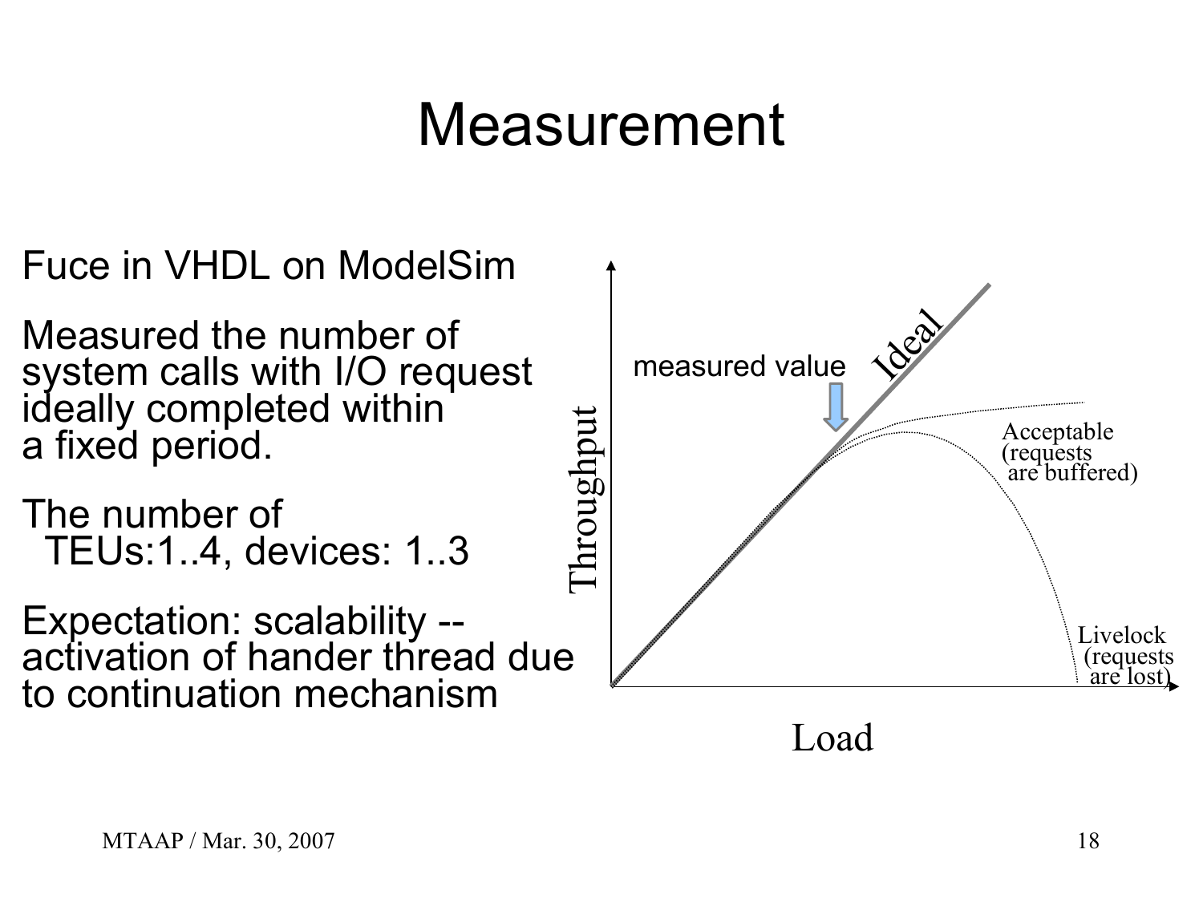# Measurement

Fuce in VHDL on ModelSim

Measured the number of system calls with I/O request ideally completed within a fixed period.

The number of
  TEUs:1..4, devices: 1..3

Expectation: scalability -- activation of hander thread due to continuation mechanism

Throughput

Load

Ideal

measured value

Acceptable (requests are buffered)

Livelock (requests are lost)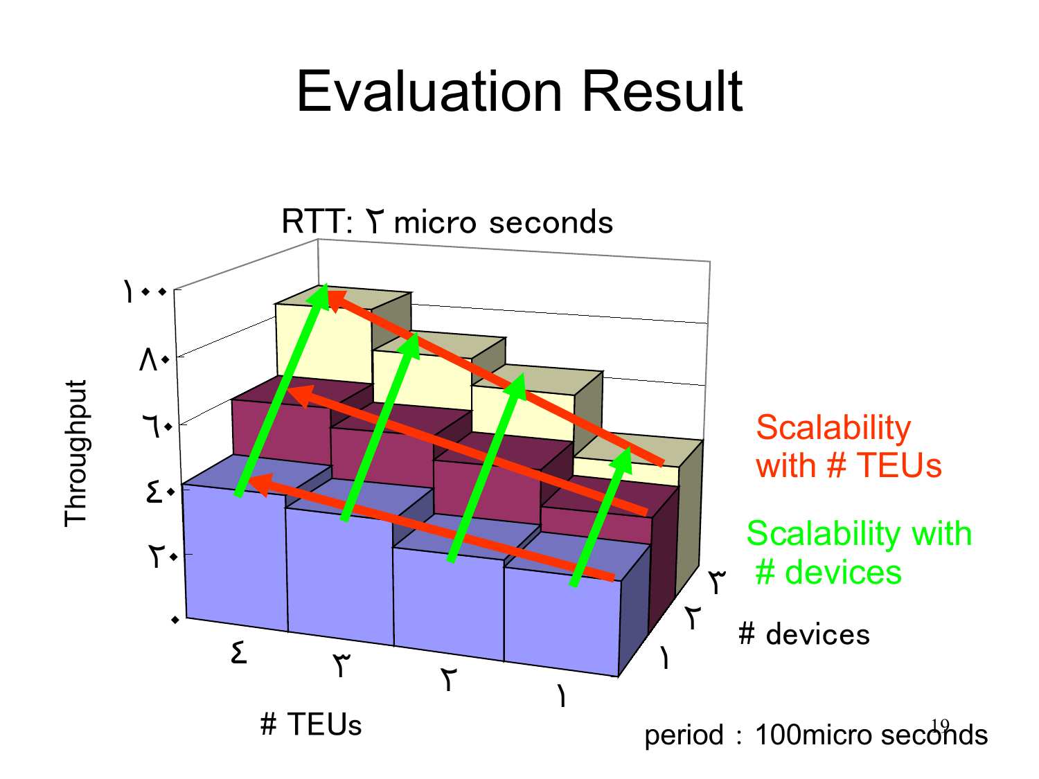# Evaluation Result

RTT: ٢ micro seconds

Throughput

١٠٠
٨٠
٦٠
٤٠
٢٠
٠

٤ ٣ ٢ ١

# TEUs

Scalability with # TEUs

Scalability with # devices

٣
٢
١

# devices

period : 100micro seconds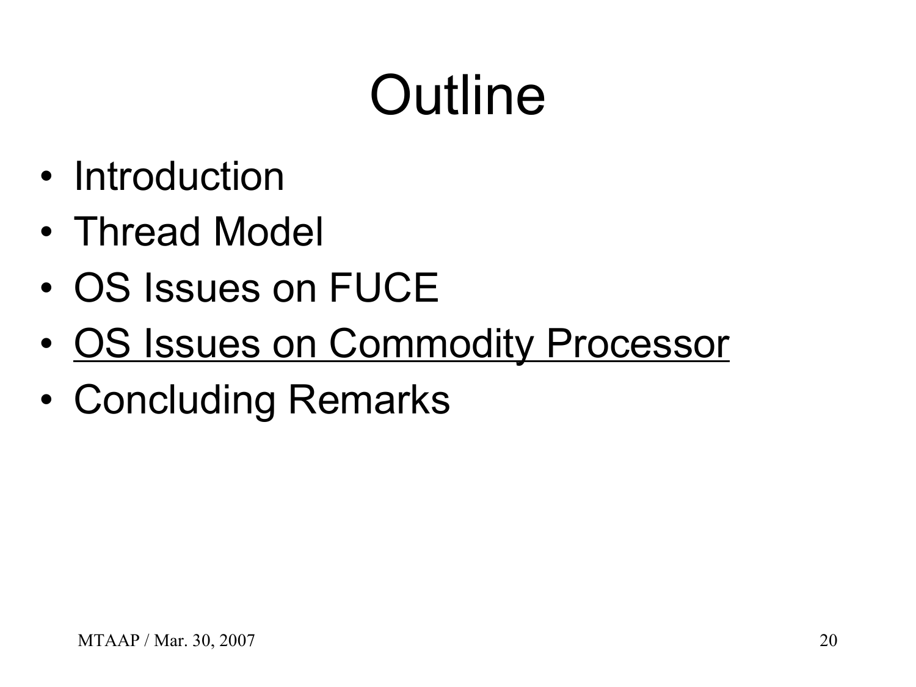# Outline

- Introduction
- Thread Model
- OS Issues on FUCE
- <u>OS Issues on Commodity Processor</u>
- Concluding Remarks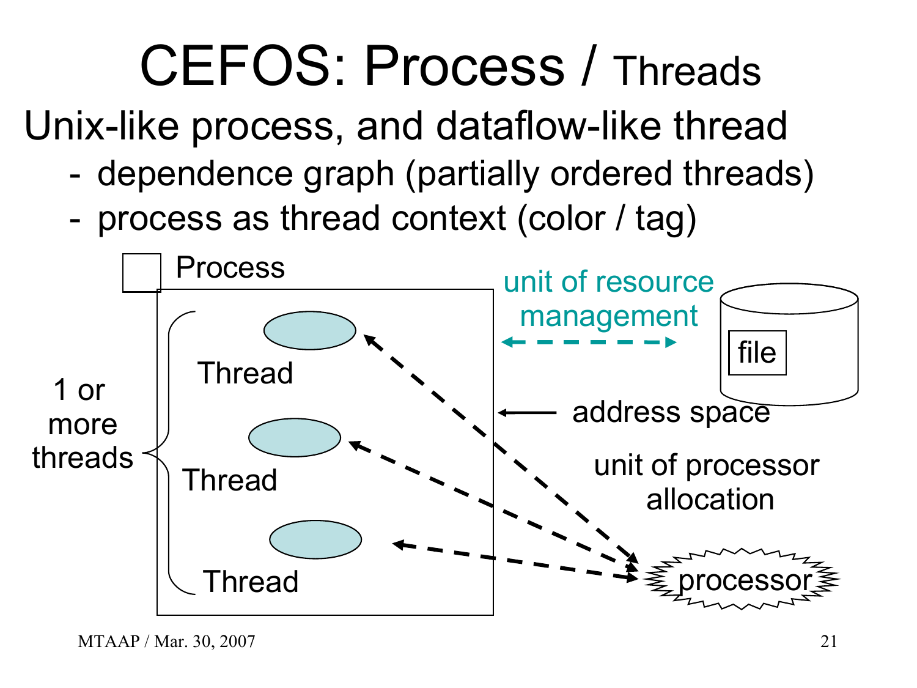# CEFOS: Process / Threads

Unix-like process, and dataflow-like thread

- dependence graph (partially ordered threads)
- process as thread context (color / tag)

Process

1 or more threads

Thread

Thread

Thread

unit of resource management

file

address space

unit of processor allocation

processor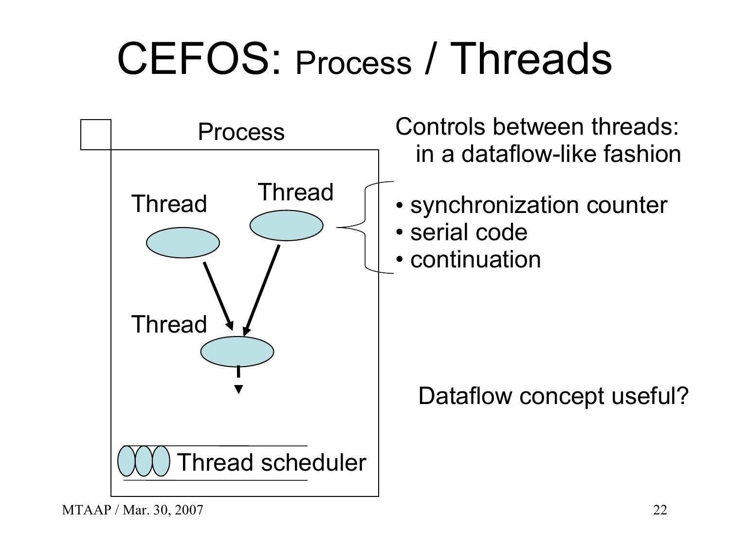# CEFOS: Process / Threads

Process

Thread

Thread

Thread

Thread scheduler

Controls between threads: in a dataflow-like fashion

- synchronization counter
- serial code
- continuation

Dataflow concept useful?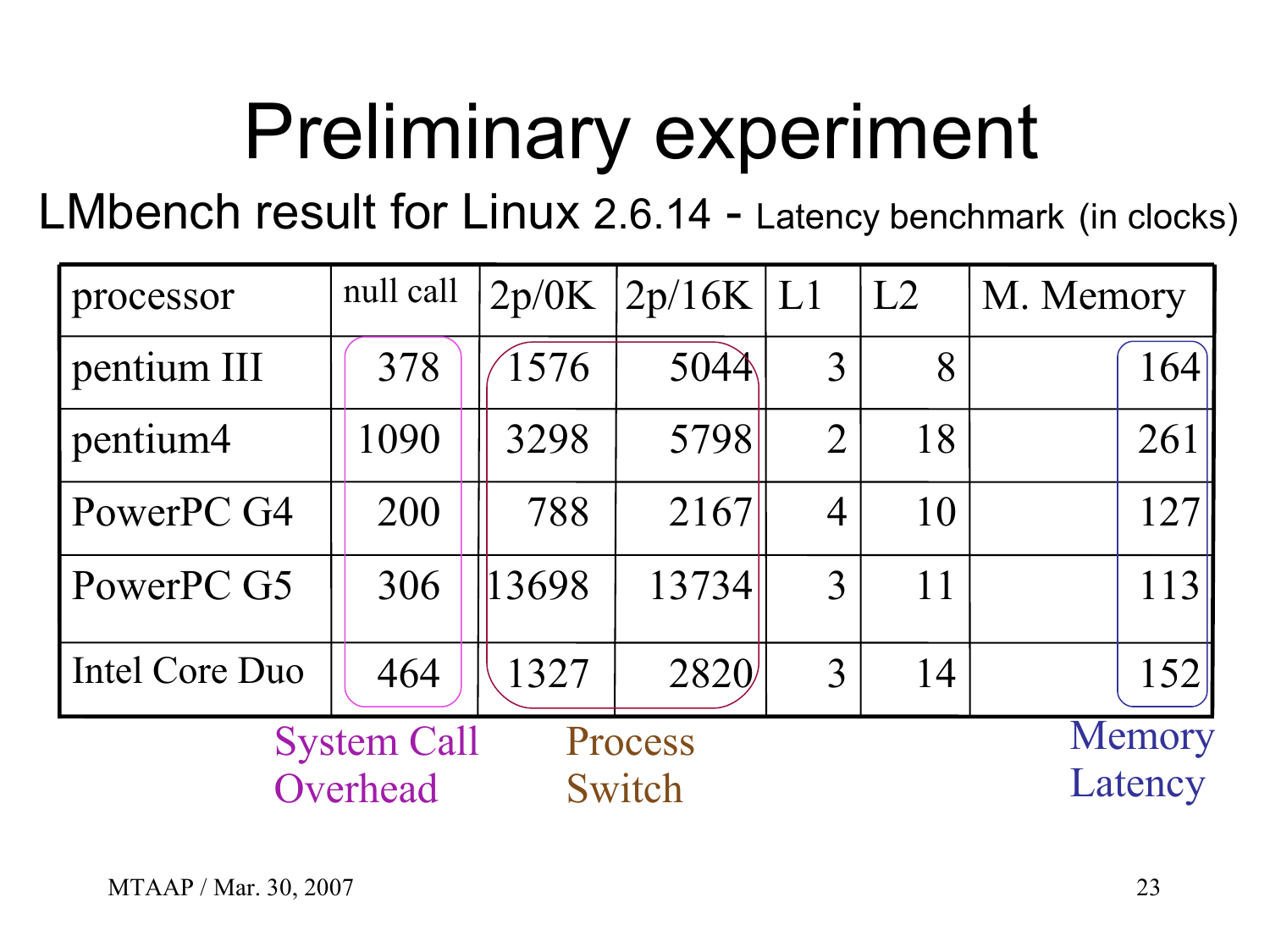# Preliminary experiment

LMbench result for Linux 2.6.14 - Latency benchmark (in clocks)

| processor | null call | 2p/0K | 2p/16K | L1 | L2 | M. Memory |
|---|---|---|---|---|---|---|
| pentium III | 378 | 1576 | 5044 | 3 | 8 | 164 |
| pentium4 | 1090 | 3298 | 5798 | 2 | 18 | 261 |
| PowerPC G4 | 200 | 788 | 2167 | 4 | 10 | 127 |
| PowerPC G5 | 306 | 13698 | 13734 | 3 | 11 | 113 |
| Intel Core Duo | 464 | 1327 | 2820 | 3 | 14 | 152 |

System Call Overhead (null call) — Process Switch (2p/0K, 2p/16K) — Memory Latency (M. Memory)

MTAAP / Mar. 30, 2007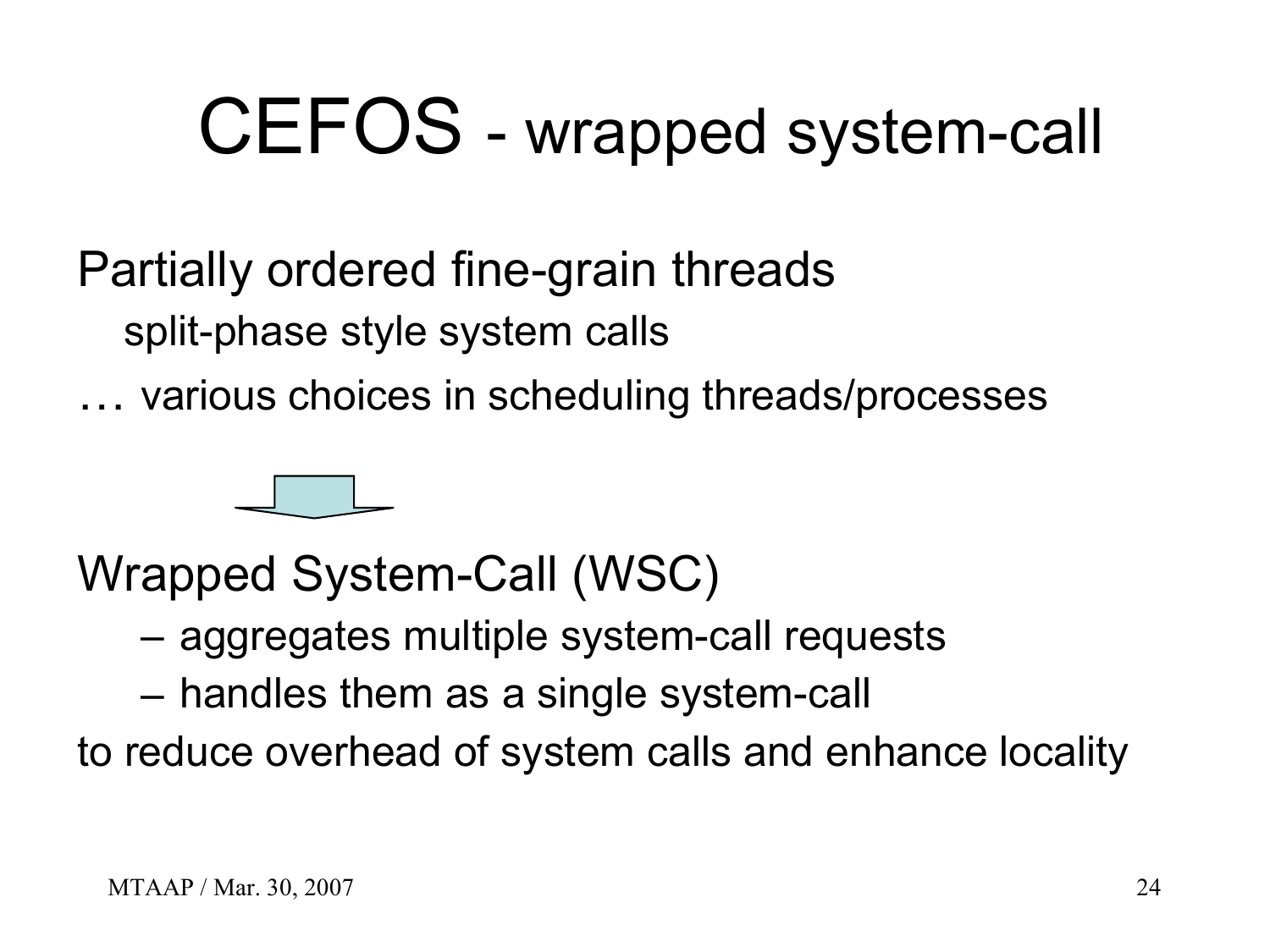# CEFOS - wrapped system-call

Partially ordered fine-grain threads

split-phase style system calls

… various choices in scheduling threads/processes

Wrapped System-Call (WSC)

- aggregates multiple system-call requests
- handles them as a single system-call

to reduce overhead of system calls and enhance locality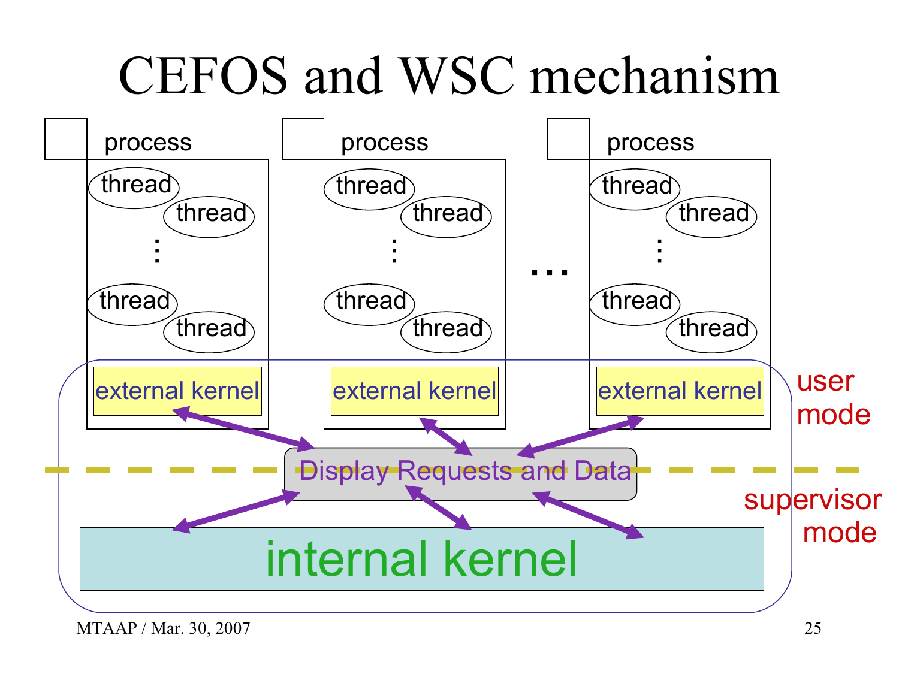# CEFOS and WSC mechanism

process

thread

thread

⋮

thread

thread

external kernel

process

thread

thread

⋮

thread

thread

external kernel

…

process

thread

thread

⋮

thread

thread

external kernel

user mode

Display Requests and Data

supervisor mode

internal kernel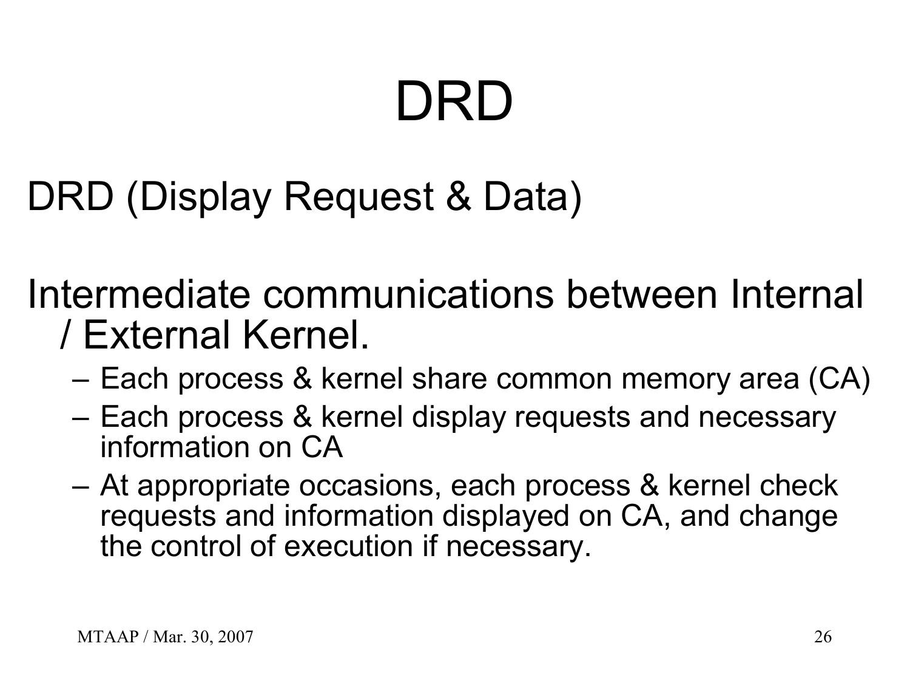# DRD

DRD (Display Request & Data)

Intermediate communications between Internal / External Kernel.

- Each process & kernel share common memory area (CA)
- Each process & kernel display requests and necessary information on CA
- At appropriate occasions, each process & kernel check requests and information displayed on CA, and change the control of execution if necessary.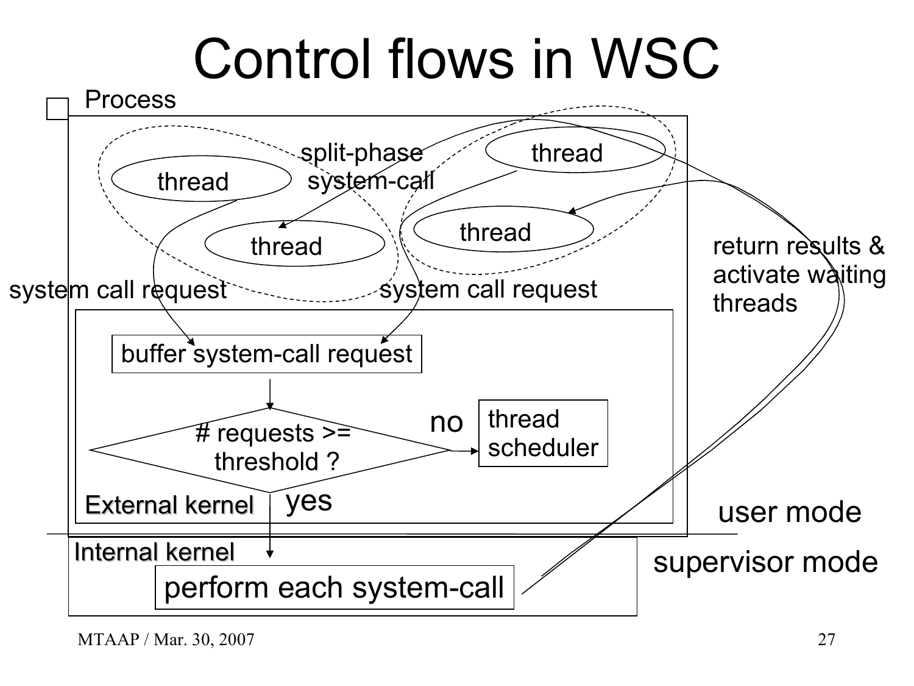# Control flows in WSC

Process

thread

thread

thread

thread

split-phase system-call

system call request

system call request

return results & activate waiting threads

buffer system-call request

# requests >= threshold ?

no

thread scheduler

yes

External kernel

user mode

Internal kernel

supervisor mode

perform each system-call

MTAAP / Mar. 30, 2007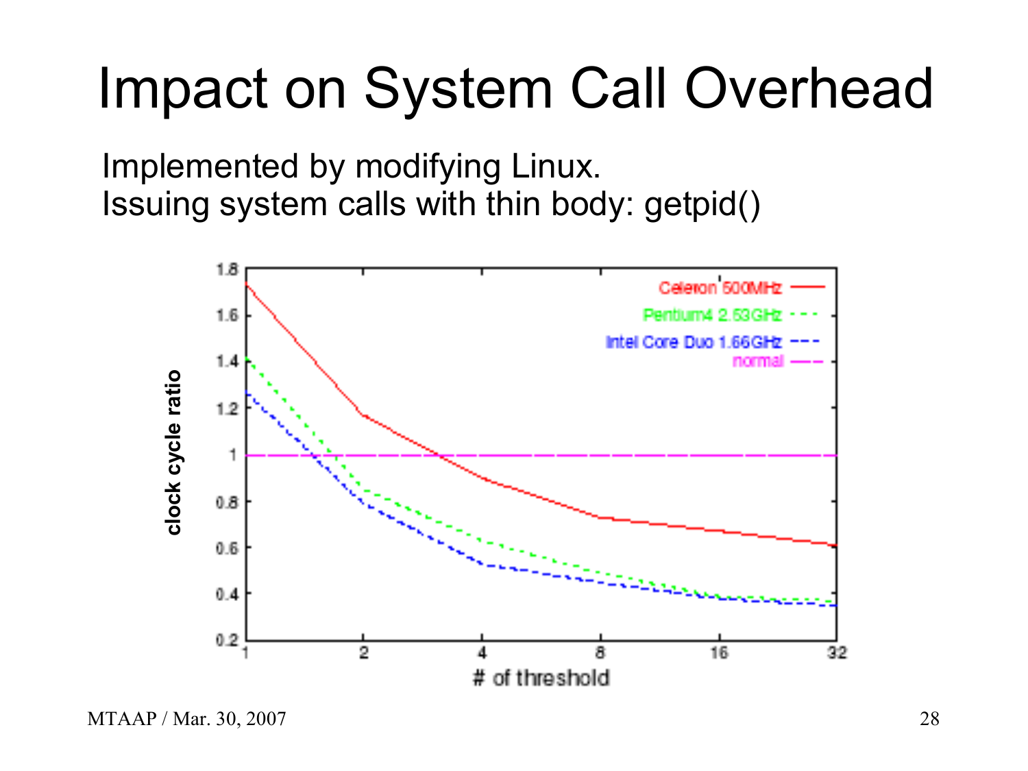# Impact on System Call Overhead

Implemented by modifying Linux.
Issuing system calls with thin body: getpid()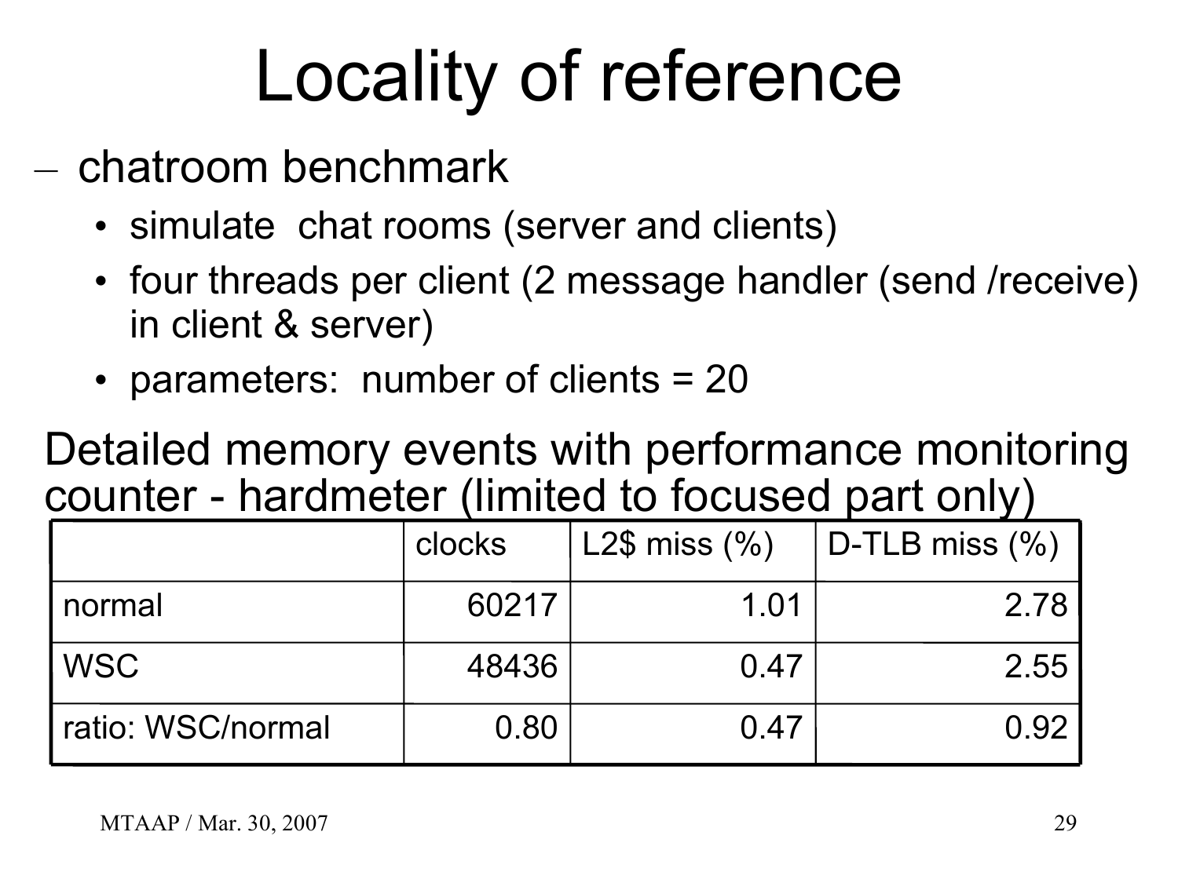# Locality of reference

- chatroom benchmark
  - simulate chat rooms (server and clients)
  - four threads per client (2 message handler (send /receive) in client & server)
  - parameters: number of clients = 20

Detailed memory events with performance monitoring counter - hardmeter (limited to focused part only)

| | clocks | L2$ miss (%) | D-TLB miss (%) |
|---|---|---|---|
| normal | 60217 | 1.01 | 2.78 |
| WSC | 48436 | 0.47 | 2.55 |
| ratio: WSC/normal | 0.80 | 0.47 | 0.92 |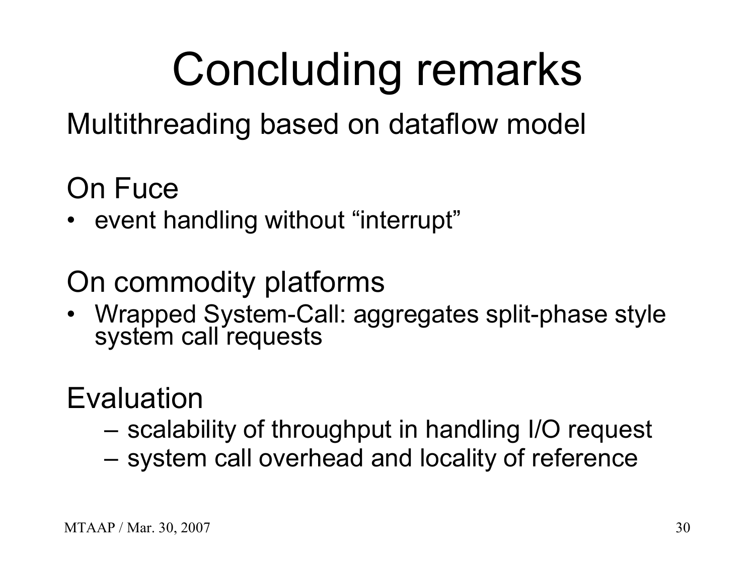# Concluding remarks

Multithreading based on dataflow model

On Fuce

- event handling without “interrupt”

On commodity platforms

- Wrapped System-Call: aggregates split-phase style system call requests

Evaluation

- scalability of throughput in handling I/O request
- system call overhead and locality of reference